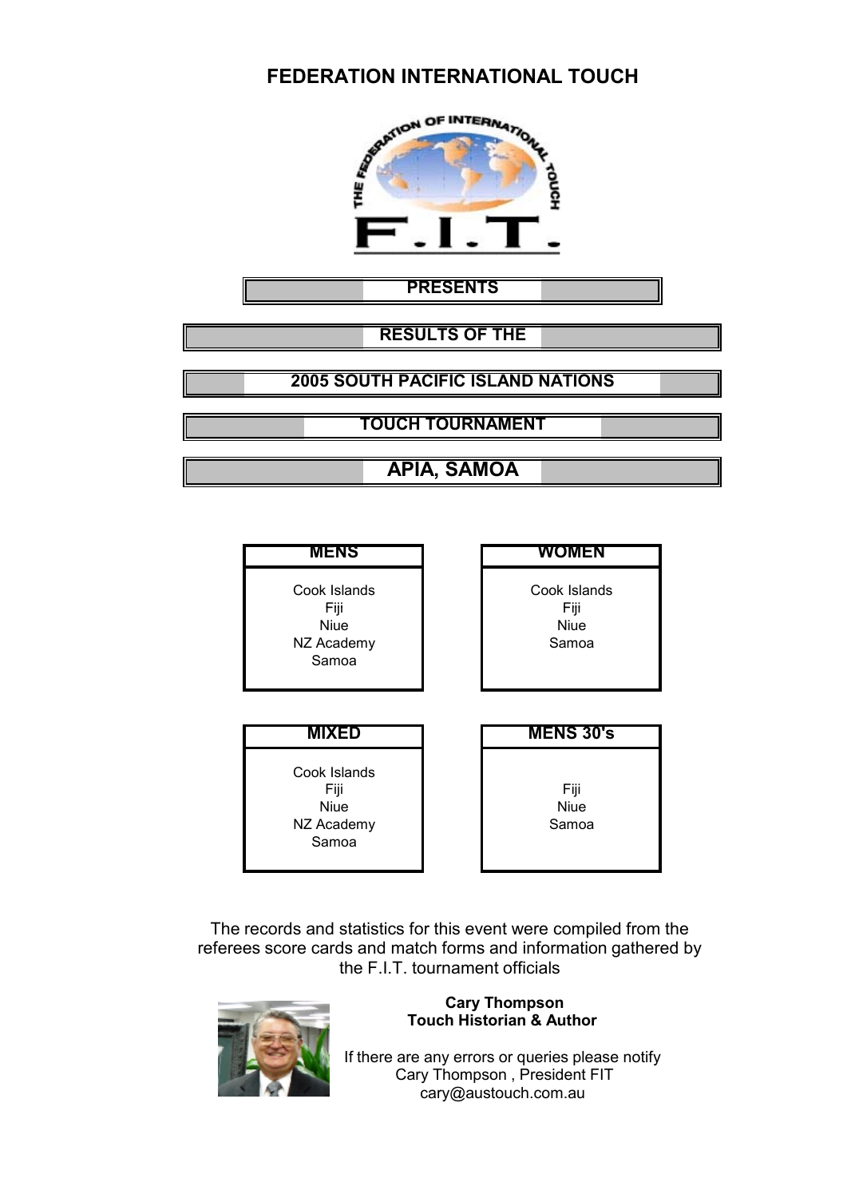# FEDERATION INTERNATIONAL TOUCH

**PRESENTS**

**RESULTS OF THE**

**2005 SOUTH PACIFIC ISLAND NATIONS**

**TOUCH TOURNAMENT**

## APIA, SAMOA

| MENS | WOMEN |
|---|---|
| Cook Islands | Cook Islands |
| Fiji | Fiji |
| Niue | Niue |
| NZ Academy | Samoa |
| Samoa | |

| MIXED | MENS 30's |
|---|---|
| Cook Islands | Fiji |
| Fiji | Niue |
| Niue | Samoa |
| NZ Academy | |
| Samoa | |

The records and statistics for this event were compiled from the referees score cards and match forms and information gathered by the F.I.T. tournament officials

**Cary Thompson**
**Touch Historian & Author**

If there are any errors or queries please notify Cary Thompson , President FIT cary@austouch.com.au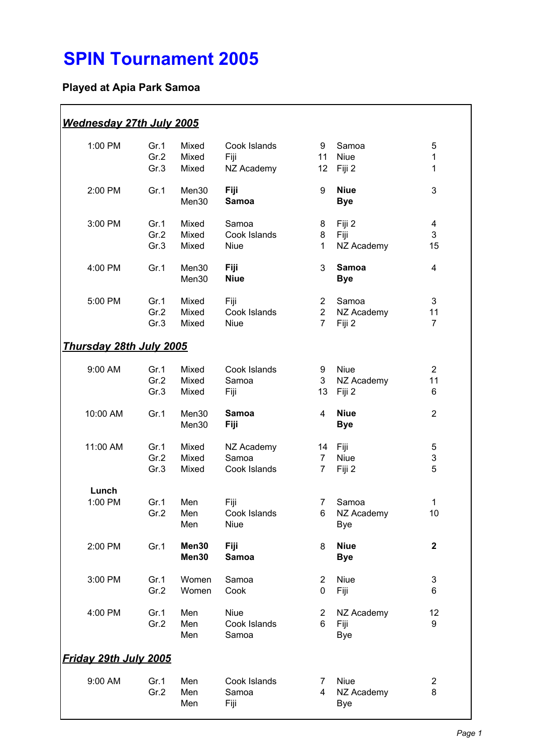# SPIN Tournament 2005

**Played at Apia Park Samoa**

***Wednesday 27th July 2005***

| Time | Group | Division | Team | Score | Team | Score |
|---|---|---|---|---|---|---|
| 1:00 PM | Gr.1 | Mixed | Cook Islands | 9 | Samoa | 5 |
| | Gr.2 | Mixed | Fiji | 11 | Niue | 1 |
| | Gr.3 | Mixed | NZ Academy | 12 | Fiji 2 | 1 |
| 2:00 PM | Gr.1 | Men30 | **Fiji** | 9 | **Niue** | 3 |
| | | Men30 | **Samoa** | | **Bye** | |
| 3:00 PM | Gr.1 | Mixed | Samoa | 8 | Fiji 2 | 4 |
| | Gr.2 | Mixed | Cook Islands | 8 | Fiji | 3 |
| | Gr.3 | Mixed | Niue | 1 | NZ Academy | 15 |
| 4:00 PM | Gr.1 | Men30 | **Fiji** | 3 | **Samoa** | 4 |
| | | Men30 | **Niue** | | **Bye** | |
| 5:00 PM | Gr.1 | Mixed | Fiji | 2 | Samoa | 3 |
| | Gr.2 | Mixed | Cook Islands | 2 | NZ Academy | 11 |
| | Gr.3 | Mixed | Niue | 7 | Fiji 2 | 7 |

***Thursday 28th July 2005***

| Time | Group | Division | Team | Score | Team | Score |
|---|---|---|---|---|---|---|
| 9:00 AM | Gr.1 | Mixed | Cook Islands | 9 | Niue | 2 |
| | Gr.2 | Mixed | Samoa | 3 | NZ Academy | 11 |
| | Gr.3 | Mixed | Fiji | 13 | Fiji 2 | 6 |
| 10:00 AM | Gr.1 | Men30 | **Samoa** | 4 | **Niue** | 2 |
| | | Men30 | **Fiji** | | **Bye** | |
| 11:00 AM | Gr.1 | Mixed | NZ Academy | 14 | Fiji | 5 |
| | Gr.2 | Mixed | Samoa | 7 | Niue | 3 |
| | Gr.3 | Mixed | Cook Islands | 7 | Fiji 2 | 5 |
| **Lunch** | | | | | | |
| 1:00 PM | Gr.1 | Men | Fiji | 7 | Samoa | 1 |
| | Gr.2 | Men | Cook Islands | 6 | NZ Academy | 10 |
| | | Men | Niue | | Bye | |
| 2:00 PM | Gr.1 | **Men30** | **Fiji** | 8 | **Niue** | **2** |
| | | **Men30** | **Samoa** | | **Bye** | |
| 3:00 PM | Gr.1 | Women | Samoa | 2 | Niue | 3 |
| | Gr.2 | Women | Cook | 0 | Fiji | 6 |
| 4:00 PM | Gr.1 | Men | Niue | 2 | NZ Academy | 12 |
| | Gr.2 | Men | Cook Islands | 6 | Fiji | 9 |
| | | Men | Samoa | | Bye | |

***Friday 29th July 2005***

| Time | Group | Division | Team | Score | Team | Score |
|---|---|---|---|---|---|---|
| 9:00 AM | Gr.1 | Men | Cook Islands | 7 | Niue | 2 |
| | Gr.2 | Men | Samoa | 4 | NZ Academy | 8 |
| | | Men | Fiji | | Bye | |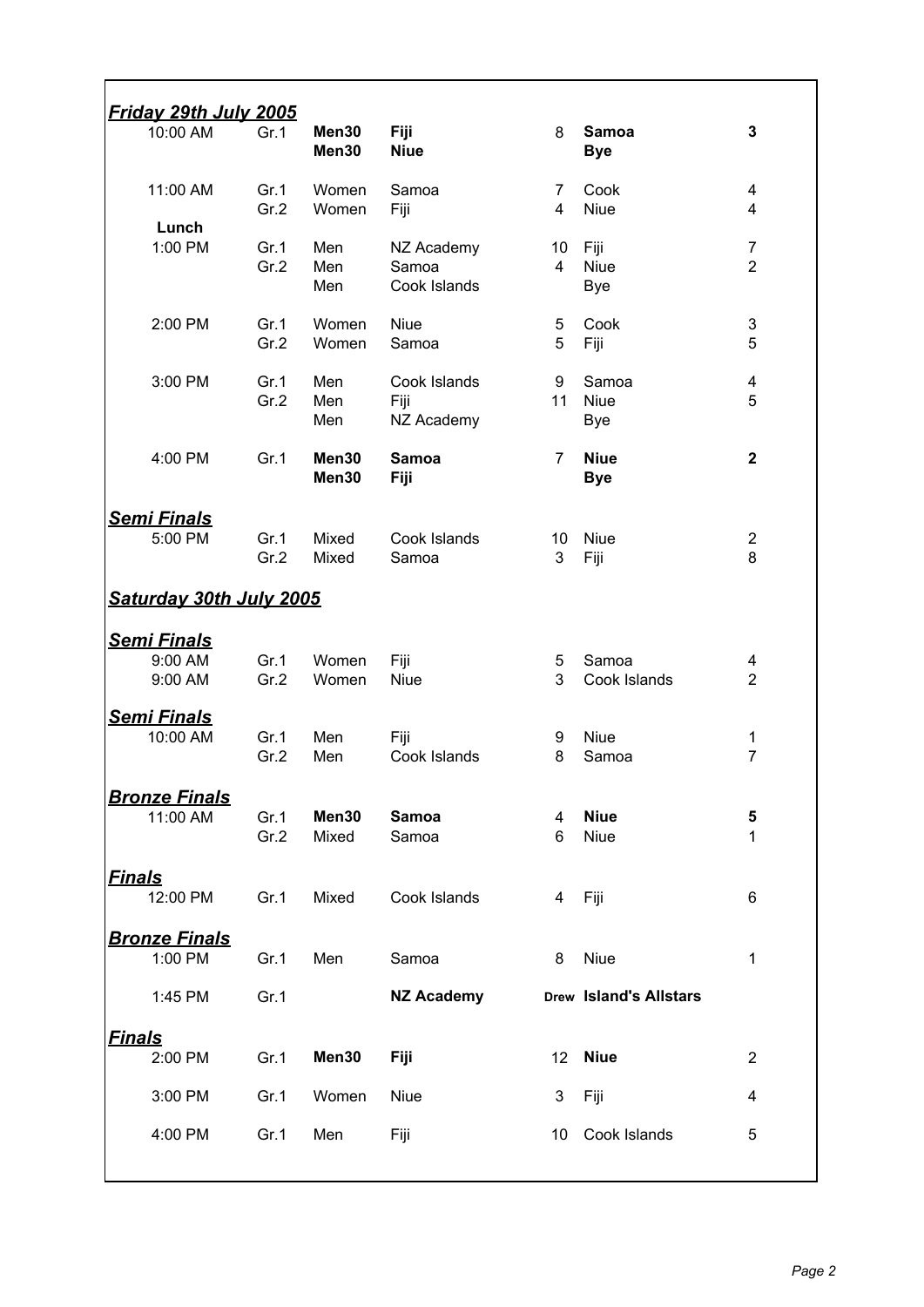## Friday 29th July 2005

| Time | Group | Division | Team | Score | Team | Score |
|---|---|---|---|---|---|---|
| 10:00 AM | Gr.1 | **Men30** | **Fiji** | 8 | **Samoa** | **3** |
| | | **Men30** | **Niue** | | **Bye** | |
| 11:00 AM | Gr.1 | Women | Samoa | 7 | Cook | 4 |
| | Gr.2 | Women | Fiji | 4 | Niue | 4 |
| **Lunch** | | | | | | |
| 1:00 PM | Gr.1 | Men | NZ Academy | 10 | Fiji | 7 |
| | Gr.2 | Men | Samoa | 4 | Niue | 2 |
| | | Men | Cook Islands | | Bye | |
| 2:00 PM | Gr.1 | Women | Niue | 5 | Cook | 3 |
| | Gr.2 | Women | Samoa | 5 | Fiji | 5 |
| 3:00 PM | Gr.1 | Men | Cook Islands | 9 | Samoa | 4 |
| | Gr.2 | Men | Fiji | 11 | Niue | 5 |
| | | Men | NZ Academy | | Bye | |
| 4:00 PM | Gr.1 | **Men30** | **Samoa** | 7 | **Niue** | **2** |
| | | **Men30** | **Fiji** | | **Bye** | |

## Semi Finals

| Time | Group | Division | Team | Score | Team | Score |
|---|---|---|---|---|---|---|
| 5:00 PM | Gr.1 | Mixed | Cook Islands | 10 | Niue | 2 |
| | Gr.2 | Mixed | Samoa | 3 | Fiji | 8 |

## Saturday 30th July 2005

## Semi Finals

| Time | Group | Division | Team | Score | Team | Score |
|---|---|---|---|---|---|---|
| 9:00 AM | Gr.1 | Women | Fiji | 5 | Samoa | 4 |
| 9:00 AM | Gr.2 | Women | Niue | 3 | Cook Islands | 2 |

## Semi Finals

| Time | Group | Division | Team | Score | Team | Score |
|---|---|---|---|---|---|---|
| 10:00 AM | Gr.1 | Men | Fiji | 9 | Niue | 1 |
| | Gr.2 | Men | Cook Islands | 8 | Samoa | 7 |

## Bronze Finals

| Time | Group | Division | Team | Score | Team | Score |
|---|---|---|---|---|---|---|
| 11:00 AM | Gr.1 | **Men30** | **Samoa** | 4 | **Niue** | **5** |
| | Gr.2 | Mixed | Samoa | 6 | Niue | 1 |

## Finals

| Time | Group | Division | Team | Score | Team | Score |
|---|---|---|---|---|---|---|
| 12:00 PM | Gr.1 | Mixed | Cook Islands | 4 | Fiji | 6 |

## Bronze Finals

| Time | Group | Division | Team | Score | Team | Score |
|---|---|---|---|---|---|---|
| 1:00 PM | Gr.1 | Men | Samoa | 8 | Niue | 1 |
| 1:45 PM | Gr.1 | | **NZ Academy** | **Drew** | **Island's Allstars** | |

## Finals

| Time | Group | Division | Team | Score | Team | Score |
|---|---|---|---|---|---|---|
| 2:00 PM | Gr.1 | **Men30** | **Fiji** | 12 | **Niue** | 2 |
| 3:00 PM | Gr.1 | Women | Niue | 3 | Fiji | 4 |
| 4:00 PM | Gr.1 | Men | Fiji | 10 | Cook Islands | 5 |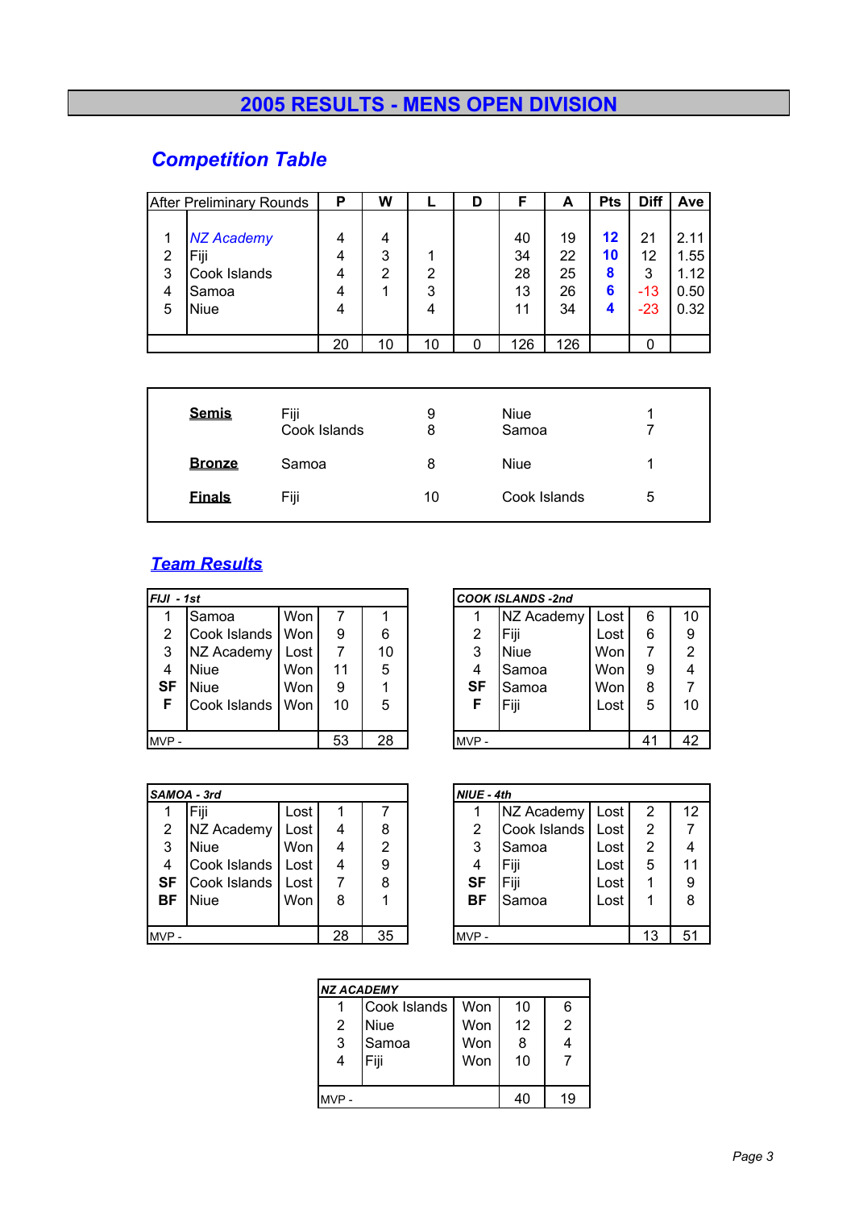# 2005 RESULTS - MENS OPEN DIVISION

## Competition Table

| After Preliminary Rounds | | P | W | L | D | F | A | Pts | Diff | Ave |
|---|---|---|---|---|---|---|---|---|---|---|
| 1 | NZ Academy | 4 | 4 | | | 40 | 19 | 12 | 21 | 2.11 |
| 2 | Fiji | 4 | 3 | 1 | | 34 | 22 | 10 | 12 | 1.55 |
| 3 | Cook Islands | 4 | 2 | 2 | | 28 | 25 | 8 | 3 | 1.12 |
| 4 | Samoa | 4 | 1 | 3 | | 13 | 26 | 6 | -13 | 0.50 |
| 5 | Niue | 4 | | 4 | | 11 | 34 | 4 | -23 | 0.32 |
| | | 20 | 10 | 10 | 0 | 126 | 126 | | 0 | |

| | | | | |
|---|---|---|---|---|
| **Semis** | Fiji | 9 | Niue | 1 |
| | Cook Islands | 8 | Samoa | 7 |
| **Bronze** | Samoa | 8 | Niue | 1 |
| **Finals** | Fiji | 10 | Cook Islands | 5 |

## Team Results

| FIJI - 1st | | | | |
|---|---|---|---|---|
| 1 | Samoa | Won | 7 | 1 |
| 2 | Cook Islands | Won | 9 | 6 |
| 3 | NZ Academy | Lost | 7 | 10 |
| 4 | Niue | Won | 11 | 5 |
| SF | Niue | Won | 9 | 1 |
| F | Cook Islands | Won | 10 | 5 |
| MVP - | | | 53 | 28 |

| COOK ISLANDS -2nd | | | | |
|---|---|---|---|---|
| 1 | NZ Academy | Lost | 6 | 10 |
| 2 | Fiji | Lost | 6 | 9 |
| 3 | Niue | Won | 7 | 2 |
| 4 | Samoa | Won | 9 | 4 |
| SF | Samoa | Won | 8 | 7 |
| F | Fiji | Lost | 5 | 10 |
| MVP - | | | 41 | 42 |

| SAMOA - 3rd | | | | |
|---|---|---|---|---|
| 1 | Fiji | Lost | 1 | 7 |
| 2 | NZ Academy | Lost | 4 | 8 |
| 3 | Niue | Won | 4 | 2 |
| 4 | Cook Islands | Lost | 4 | 9 |
| SF | Cook Islands | Lost | 7 | 8 |
| BF | Niue | Won | 8 | 1 |
| MVP - | | | 28 | 35 |

| NIUE - 4th | | | | |
|---|---|---|---|---|
| 1 | NZ Academy | Lost | 2 | 12 |
| 2 | Cook Islands | Lost | 2 | 7 |
| 3 | Samoa | Lost | 2 | 4 |
| 4 | Fiji | Lost | 5 | 11 |
| SF | Fiji | Lost | 1 | 9 |
| BF | Samoa | Lost | 1 | 8 |
| MVP - | | | 13 | 51 |

| NZ ACADEMY | | | | |
|---|---|---|---|---|
| 1 | Cook Islands | Won | 10 | 6 |
| 2 | Niue | Won | 12 | 2 |
| 3 | Samoa | Won | 8 | 4 |
| 4 | Fiji | Won | 10 | 7 |
| MVP - | | | 40 | 19 |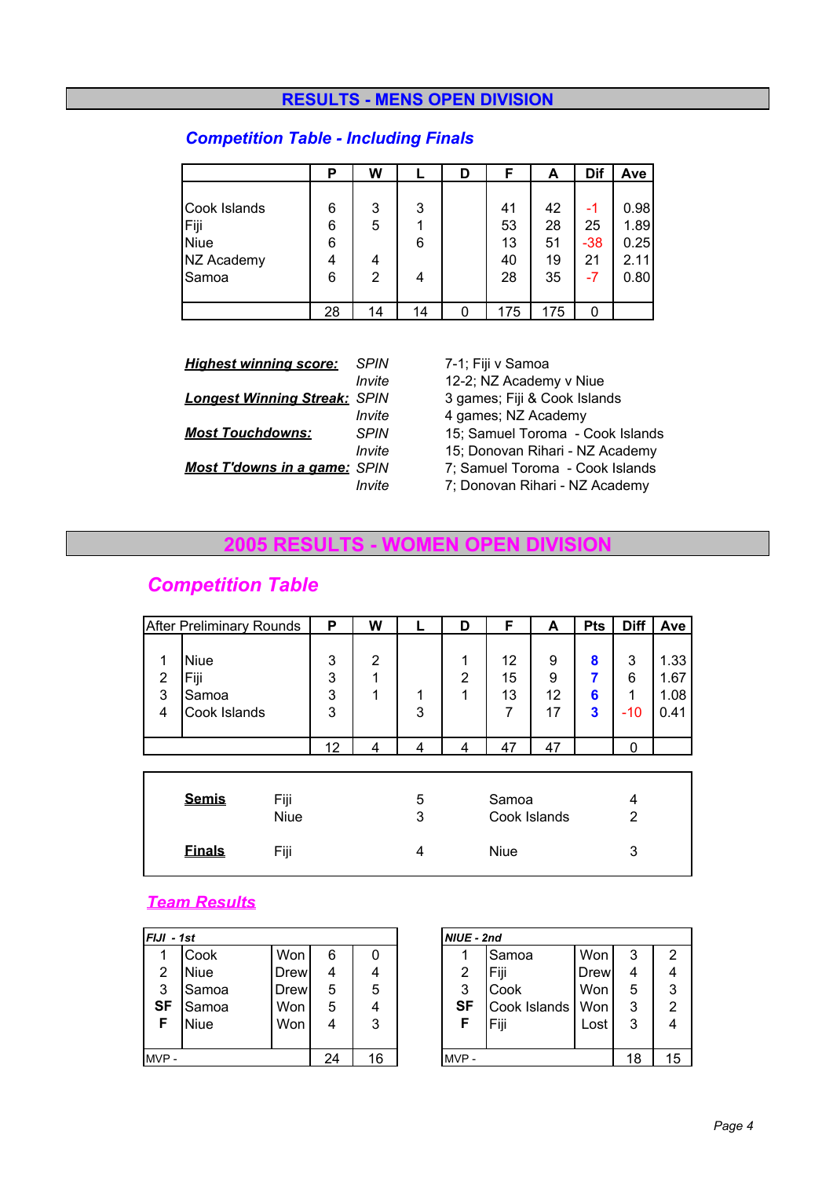# RESULTS - MENS OPEN DIVISION

## Competition Table - Including Finals

| | P | W | L | D | F | A | Dif | Ave |
|---|---|---|---|---|---|---|---|---|
| Cook Islands | 6 | 3 | 3 | | 41 | 42 | -1 | 0.98 |
| Fiji | 6 | 5 | 1 | | 53 | 28 | 25 | 1.89 |
| Niue | 6 | | 6 | | 13 | 51 | -38 | 0.25 |
| NZ Academy | 4 | 4 | | | 40 | 19 | 21 | 2.11 |
| Samoa | 6 | 2 | 4 | | 28 | 35 | -7 | 0.80 |
| | 28 | 14 | 14 | 0 | 175 | 175 | 0 | |

| | | |
|---|---|---|
| **Highest winning score:** | *SPIN* | 7-1; Fiji v Samoa |
| | *Invite* | 12-2; NZ Academy v Niue |
| **Longest Winning Streak:** | *SPIN* | 3 games; Fiji & Cook Islands |
| | *Invite* | 4 games; NZ Academy |
| **Most Touchdowns:** | *SPIN* | 15; Samuel Toroma - Cook Islands |
| | *Invite* | 15; Donovan Rihari - NZ Academy |
| **Most T'downs in a game:** | *SPIN* | 7; Samuel Toroma - Cook Islands |
| | *Invite* | 7; Donovan Rihari - NZ Academy |

# 2005 RESULTS - WOMEN OPEN DIVISION

## Competition Table

| After Preliminary Rounds | | P | W | L | D | F | A | Pts | Diff | Ave |
|---|---|---|---|---|---|---|---|---|---|---|
| 1 | Niue | 3 | 2 | | 1 | 12 | 9 | 8 | 3 | 1.33 |
| 2 | Fiji | 3 | 1 | | 2 | 15 | 9 | 7 | 6 | 1.67 |
| 3 | Samoa | 3 | 1 | 1 | 1 | 13 | 12 | 6 | 1 | 1.08 |
| 4 | Cook Islands | 3 | | 3 | | 7 | 17 | 3 | -10 | 0.41 |
| | | 12 | 4 | 4 | 4 | 47 | 47 | | 0 | |

| | | | | |
|---|---|---|---|---|
| **Semis** | Fiji | 5 | Samoa | 4 |
| | Niue | 3 | Cook Islands | 2 |
| **Finals** | Fiji | 4 | Niue | 3 |

## Team Results

| FIJI - 1st | | | | |
|---|---|---|---|---|
| 1 | Cook | Won | 6 | 0 |
| 2 | Niue | Drew | 4 | 4 |
| 3 | Samoa | Drew | 5 | 5 |
| SF | Samoa | Won | 5 | 4 |
| F | Niue | Won | 4 | 3 |
| MVP - | | | 24 | 16 |

| NIUE - 2nd | | | | |
|---|---|---|---|---|
| 1 | Samoa | Won | 3 | 2 |
| 2 | Fiji | Drew | 4 | 4 |
| 3 | Cook | Won | 5 | 3 |
| SF | Cook Islands | Won | 3 | 2 |
| F | Fiji | Lost | 3 | 4 |
| MVP - | | | 18 | 15 |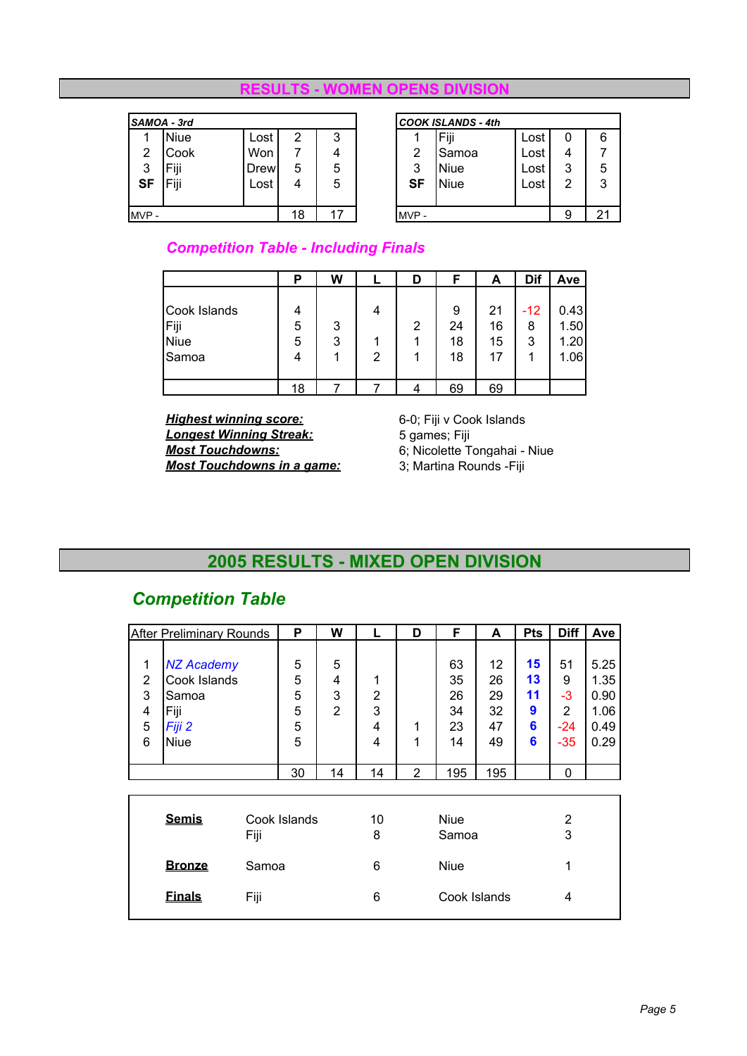## RESULTS - WOMEN OPENS DIVISION

| SAMOA - 3rd | | | | |
|---|---|---|---|---|
| 1 | Niue | Lost | 2 | 3 |
| 2 | Cook | Won | 7 | 4 |
| 3 | Fiji | Drew | 5 | 5 |
| **SF** | Fiji | Lost | 4 | 5 |
| MVP - | | | 18 | 17 |

| COOK ISLANDS - 4th | | | | |
|---|---|---|---|---|
| 1 | Fiji | Lost | 0 | 6 |
| 2 | Samoa | Lost | 4 | 7 |
| 3 | Niue | Lost | 3 | 5 |
| **SF** | Niue | Lost | 2 | 3 |
| MVP - | | | 9 | 21 |

### *Competition Table - Including Finals*

| | P | W | L | D | F | A | Dif | Ave |
|---|---|---|---|---|---|---|---|---|
| Cook Islands | 4 | | 4 | | 9 | 21 | -12 | 0.43 |
| Fiji | 5 | 3 | | 2 | 24 | 16 | 8 | 1.50 |
| Niue | 5 | 3 | 1 | 1 | 18 | 15 | 3 | 1.20 |
| Samoa | 4 | 1 | 2 | 1 | 18 | 17 | 1 | 1.06 |
| | 18 | 7 | 7 | 4 | 69 | 69 | | |

***Highest winning score:*** 6-0; Fiji v Cook Islands
***Longest Winning Streak:*** 5 games; Fiji
***Most Touchdowns:*** 6; Nicolette Tongahai - Niue
***Most Touchdowns in a game:*** 3; Martina Rounds -Fiji

## 2005 RESULTS - MIXED OPEN DIVISION

### *Competition Table*

| After Preliminary Rounds | | P | W | L | D | F | A | Pts | Diff | Ave |
|---|---|---|---|---|---|---|---|---|---|---|
| 1 | *NZ Academy* | 5 | 5 | | | 63 | 12 | **15** | 51 | 5.25 |
| 2 | Cook Islands | 5 | 4 | 1 | | 35 | 26 | **13** | 9 | 1.35 |
| 3 | Samoa | 5 | 3 | 2 | | 26 | 29 | **11** | -3 | 0.90 |
| 4 | Fiji | 5 | 2 | 3 | | 34 | 32 | **9** | 2 | 1.06 |
| 5 | *Fiji 2* | 5 | | 4 | 1 | 23 | 47 | **6** | -24 | 0.49 |
| 6 | Niue | 5 | | 4 | 1 | 14 | 49 | **6** | -35 | 0.29 |
| | | 30 | 14 | 14 | 2 | 195 | 195 | | 0 | |

| | | | | |
|---|---|---|---|---|
| **Semis** | Cook Islands | 10 | Niue | 2 |
| | Fiji | 8 | Samoa | 3 |
| **Bronze** | Samoa | 6 | Niue | 1 |
| **Finals** | Fiji | 6 | Cook Islands | 4 |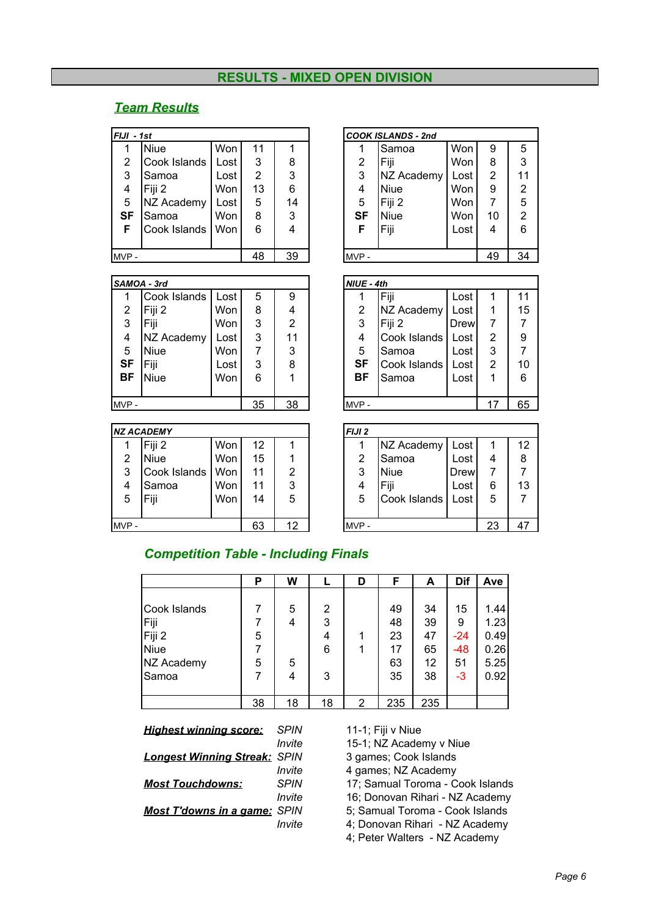# RESULTS - MIXED OPEN DIVISION

## *Team Results*

| FIJI - 1st | | | | |
|---|---|---|---|---|
| 1 | Niue | Won | 11 | 1 |
| 2 | Cook Islands | Lost | 3 | 8 |
| 3 | Samoa | Lost | 2 | 3 |
| 4 | Fiji 2 | Won | 13 | 6 |
| 5 | NZ Academy | Lost | 5 | 14 |
| **SF** | Samoa | Won | 8 | 3 |
| **F** | Cook Islands | Won | 6 | 4 |
| MVP - | | | 48 | 39 |

| COOK ISLANDS - 2nd | | | | |
|---|---|---|---|---|
| 1 | Samoa | Won | 9 | 5 |
| 2 | Fiji | Won | 8 | 3 |
| 3 | NZ Academy | Lost | 2 | 11 |
| 4 | Niue | Won | 9 | 2 |
| 5 | Fiji 2 | Won | 7 | 5 |
| **SF** | Niue | Won | 10 | 2 |
| **F** | Fiji | Lost | 4 | 6 |
| MVP - | | | 49 | 34 |

| SAMOA - 3rd | | | | |
|---|---|---|---|---|
| 1 | Cook Islands | Lost | 5 | 9 |
| 2 | Fiji 2 | Won | 8 | 4 |
| 3 | Fiji | Won | 3 | 2 |
| 4 | NZ Academy | Lost | 3 | 11 |
| 5 | Niue | Won | 7 | 3 |
| **SF** | Fiji | Lost | 3 | 8 |
| **BF** | Niue | Won | 6 | 1 |
| MVP - | | | 35 | 38 |

| NIUE - 4th | | | | |
|---|---|---|---|---|
| 1 | Fiji | Lost | 1 | 11 |
| 2 | NZ Academy | Lost | 1 | 15 |
| 3 | Fiji 2 | Drew | 7 | 7 |
| 4 | Cook Islands | Lost | 2 | 9 |
| 5 | Samoa | Lost | 3 | 7 |
| **SF** | Cook Islands | Lost | 2 | 10 |
| **BF** | Samoa | Lost | 1 | 6 |
| MVP - | | | 17 | 65 |

| NZ ACADEMY | | | | |
|---|---|---|---|---|
| 1 | Fiji 2 | Won | 12 | 1 |
| 2 | Niue | Won | 15 | 1 |
| 3 | Cook Islands | Won | 11 | 2 |
| 4 | Samoa | Won | 11 | 3 |
| 5 | Fiji | Won | 14 | 5 |
| MVP - | | | 63 | 12 |

| FIJI 2 | | | | |
|---|---|---|---|---|
| 1 | NZ Academy | Lost | 1 | 12 |
| 2 | Samoa | Lost | 4 | 8 |
| 3 | Niue | Drew | 7 | 7 |
| 4 | Fiji | Lost | 6 | 13 |
| 5 | Cook Islands | Lost | 5 | 7 |
| MVP - | | | 23 | 47 |

## *Competition Table - Including Finals*

| | P | W | L | D | F | A | Dif | Ave |
|---|---|---|---|---|---|---|---|---|
| Cook Islands | 7 | 5 | 2 | | 49 | 34 | 15 | 1.44 |
| Fiji | 7 | 4 | 3 | | 48 | 39 | 9 | 1.23 |
| Fiji 2 | 5 | | 4 | 1 | 23 | 47 | -24 | 0.49 |
| Niue | 7 | | 6 | 1 | 17 | 65 | -48 | 0.26 |
| NZ Academy | 5 | 5 | | | 63 | 12 | 51 | 5.25 |
| Samoa | 7 | 4 | 3 | | 35 | 38 | -3 | 0.92 |
| | 38 | 18 | 18 | 2 | 235 | 235 | | |

| | | |
|---|---|---|
| ***Highest winning score:*** | *SPIN* | 11-1; Fiji v Niue |
| | *Invite* | 15-1; NZ Academy v Niue |
| ***Longest Winning Streak:*** | *SPIN* | 3 games; Cook Islands |
| | *Invite* | 4 games; NZ Academy |
| ***Most Touchdowns:*** | *SPIN* | 17; Samual Toroma - Cook Islands |
| | *Invite* | 16; Donovan Rihari - NZ Academy |
| ***Most T'downs in a game:*** | *SPIN* | 5; Samual Toroma - Cook Islands |
| | *Invite* | 4; Donovan Rihari - NZ Academy |
| | | 4; Peter Walters - NZ Academy |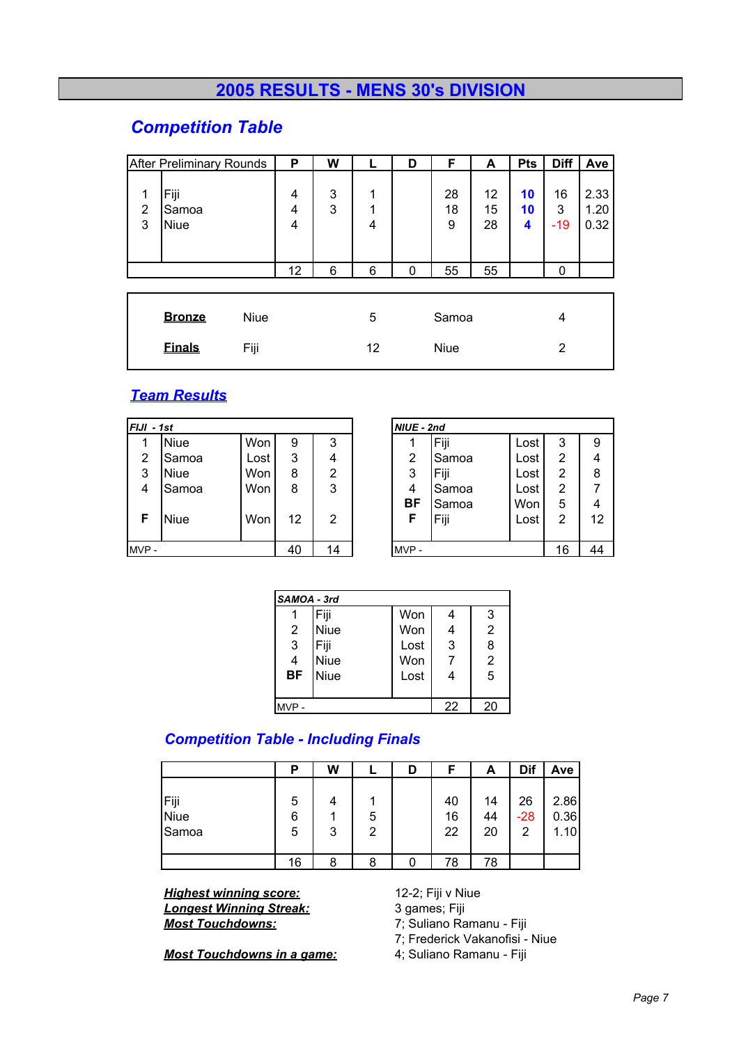# 2005 RESULTS - MENS 30's DIVISION

## Competition Table

| After Preliminary Rounds | | P | W | L | D | F | A | Pts | Diff | Ave |
|---|---|---|---|---|---|---|---|---|---|---|
| 1 | Fiji | 4 | 3 | 1 | | 28 | 12 | 10 | 16 | 2.33 |
| 2 | Samoa | 4 | 3 | 1 | | 18 | 15 | 10 | 3 | 1.20 |
| 3 | Niue | 4 | | 4 | | 9 | 28 | 4 | -19 | 0.32 |
| | | 12 | 6 | 6 | 0 | 55 | 55 | | 0 | |

| | | | | |
|---|---|---|---|---|
| **Bronze** | Niue | 5 | Samoa | 4 |
| **Finals** | Fiji | 12 | Niue | 2 |

## Team Results

| FIJI - 1st | | | | |
|---|---|---|---|---|
| 1 | Niue | Won | 9 | 3 |
| 2 | Samoa | Lost | 3 | 4 |
| 3 | Niue | Won | 8 | 2 |
| 4 | Samoa | Won | 8 | 3 |
| F | Niue | Won | 12 | 2 |
| MVP - | | | 40 | 14 |

| NIUE - 2nd | | | | |
|---|---|---|---|---|
| 1 | Fiji | Lost | 3 | 9 |
| 2 | Samoa | Lost | 2 | 4 |
| 3 | Fiji | Lost | 2 | 8 |
| 4 | Samoa | Lost | 2 | 7 |
| BF | Samoa | Won | 5 | 4 |
| F | Fiji | Lost | 2 | 12 |
| MVP - | | | 16 | 44 |

| SAMOA - 3rd | | | | |
|---|---|---|---|---|
| 1 | Fiji | Won | 4 | 3 |
| 2 | Niue | Won | 4 | 2 |
| 3 | Fiji | Lost | 3 | 8 |
| 4 | Niue | Won | 7 | 2 |
| BF | Niue | Lost | 4 | 5 |
| MVP - | | | 22 | 20 |

## Competition Table - Including Finals

| | P | W | L | D | F | A | Dif | Ave |
|---|---|---|---|---|---|---|---|---|
| Fiji | 5 | 4 | 1 | | 40 | 14 | 26 | 2.86 |
| Niue | 6 | 1 | 5 | | 16 | 44 | -28 | 0.36 |
| Samoa | 5 | 3 | 2 | | 22 | 20 | 2 | 1.10 |
| | 16 | 8 | 8 | 0 | 78 | 78 | | |

***Highest winning score:*** 12-2; Fiji v Niue

***Longest Winning Streak:*** 3 games; Fiji

***Most Touchdowns:*** 7; Suliano Ramanu - Fiji
7; Frederick Vakanofisi - Niue

***Most Touchdowns in a game:*** 4; Suliano Ramanu - Fiji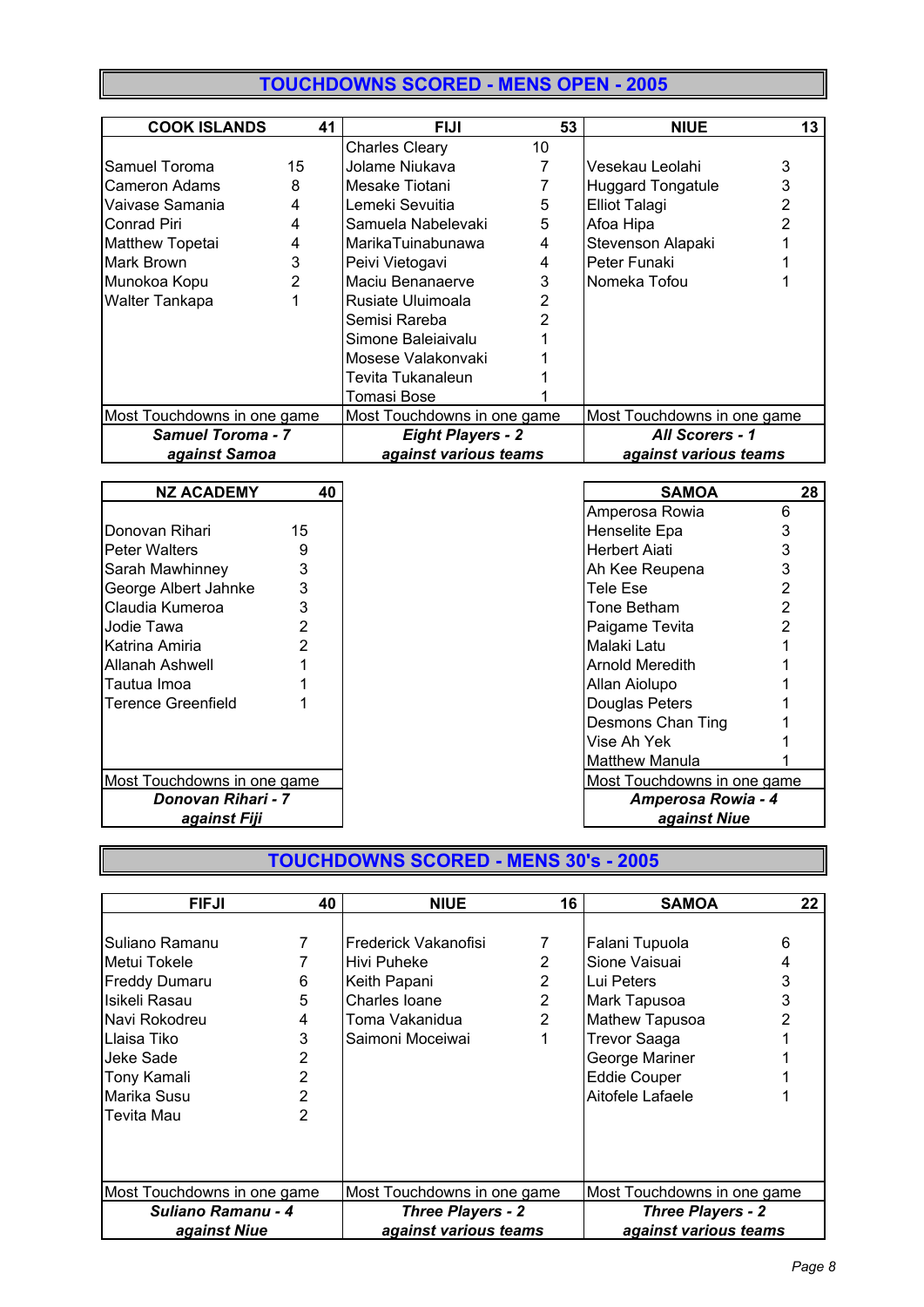# TOUCHDOWNS SCORED - MENS OPEN - 2005

| COOK ISLANDS | 41 |
|---|---|
| Samuel Toroma | 15 |
| Cameron Adams | 8 |
| Vaivase Samania | 4 |
| Conrad Piri | 4 |
| Matthew Topetai | 4 |
| Mark Brown | 3 |
| Munokoa Kopu | 2 |
| Walter Tankapa | 1 |
| Most Touchdowns in one game | |
| ***Samuel Toroma - 7 against Samoa*** | |

| FIJI | 53 |
|---|---|
| Charles Cleary | 10 |
| Jolame Niukava | 7 |
| Mesake Tiotani | 7 |
| Lemeki Sevuitia | 5 |
| Samuela Nabelevaki | 5 |
| MarikaTuinabunawa | 4 |
| Peivi Vietogavi | 4 |
| Maciu Benanaerve | 3 |
| Rusiate Uluimoala | 2 |
| Semisi Rareba | 2 |
| Simone Baleiaivalu | 1 |
| Mosese Valakonvaki | 1 |
| Tevita Tukanaleun | 1 |
| Tomasi Bose | 1 |
| Most Touchdowns in one game | |
| ***Eight Players - 2 against various teams*** | |

| NIUE | 13 |
|---|---|
| Vesekau Leolahi | 3 |
| Huggard Tongatule | 3 |
| Elliot Talagi | 2 |
| Afoa Hipa | 2 |
| Stevenson Alapaki | 1 |
| Peter Funaki | 1 |
| Nomeka Tofou | 1 |
| Most Touchdowns in one game | |
| ***All Scorers - 1 against various teams*** | |

| NZ ACADEMY | 40 |
|---|---|
| Donovan Rihari | 15 |
| Peter Walters | 9 |
| Sarah Mawhinney | 3 |
| George Albert Jahnke | 3 |
| Claudia Kumeroa | 3 |
| Jodie Tawa | 2 |
| Katrina Amiria | 2 |
| Allanah Ashwell | 1 |
| Tautua Imoa | 1 |
| Terence Greenfield | 1 |
| Most Touchdowns in one game | |
| ***Donovan Rihari - 7 against Fiji*** | |

| SAMOA | 28 |
|---|---|
| Amperosa Rowia | 6 |
| Henselite Epa | 3 |
| Herbert Aiati | 3 |
| Ah Kee Reupena | 3 |
| Tele Ese | 2 |
| Tone Betham | 2 |
| Paigame Tevita | 2 |
| Malaki Latu | 1 |
| Arnold Meredith | 1 |
| Allan Aiolupo | 1 |
| Douglas Peters | 1 |
| Desmons Chan Ting | 1 |
| Vise Ah Yek | 1 |
| Matthew Manula | 1 |
| Most Touchdowns in one game | |
| ***Amperosa Rowia - 4 against Niue*** | |

# TOUCHDOWNS SCORED - MENS 30's - 2005

| FIFJI | 40 |
|---|---|
| Suliano Ramanu | 7 |
| Metui Tokele | 7 |
| Freddy Dumaru | 6 |
| Isikeli Rasau | 5 |
| Navi Rokodreu | 4 |
| Llaisa Tiko | 3 |
| Jeke Sade | 2 |
| Tony Kamali | 2 |
| Marika Susu | 2 |
| Tevita Mau | 2 |
| Most Touchdowns in one game | |
| ***Suliano Ramanu - 4 against Niue*** | |

| NIUE | 16 |
|---|---|
| Frederick Vakanofisi | 7 |
| Hivi Puheke | 2 |
| Keith Papani | 2 |
| Charles Ioane | 2 |
| Toma Vakanidua | 2 |
| Saimoni Moceiwai | 1 |
| Most Touchdowns in one game | |
| ***Three Players - 2 against various teams*** | |

| SAMOA | 22 |
|---|---|
| Falani Tupuola | 6 |
| Sione Vaisuai | 4 |
| Lui Peters | 3 |
| Mark Tapusoa | 3 |
| Mathew Tapusoa | 2 |
| Trevor Saaga | 1 |
| George Mariner | 1 |
| Eddie Couper | 1 |
| Aitofele Lafaele | 1 |
| Most Touchdowns in one game | |
| ***Three Players - 2 against various teams*** | |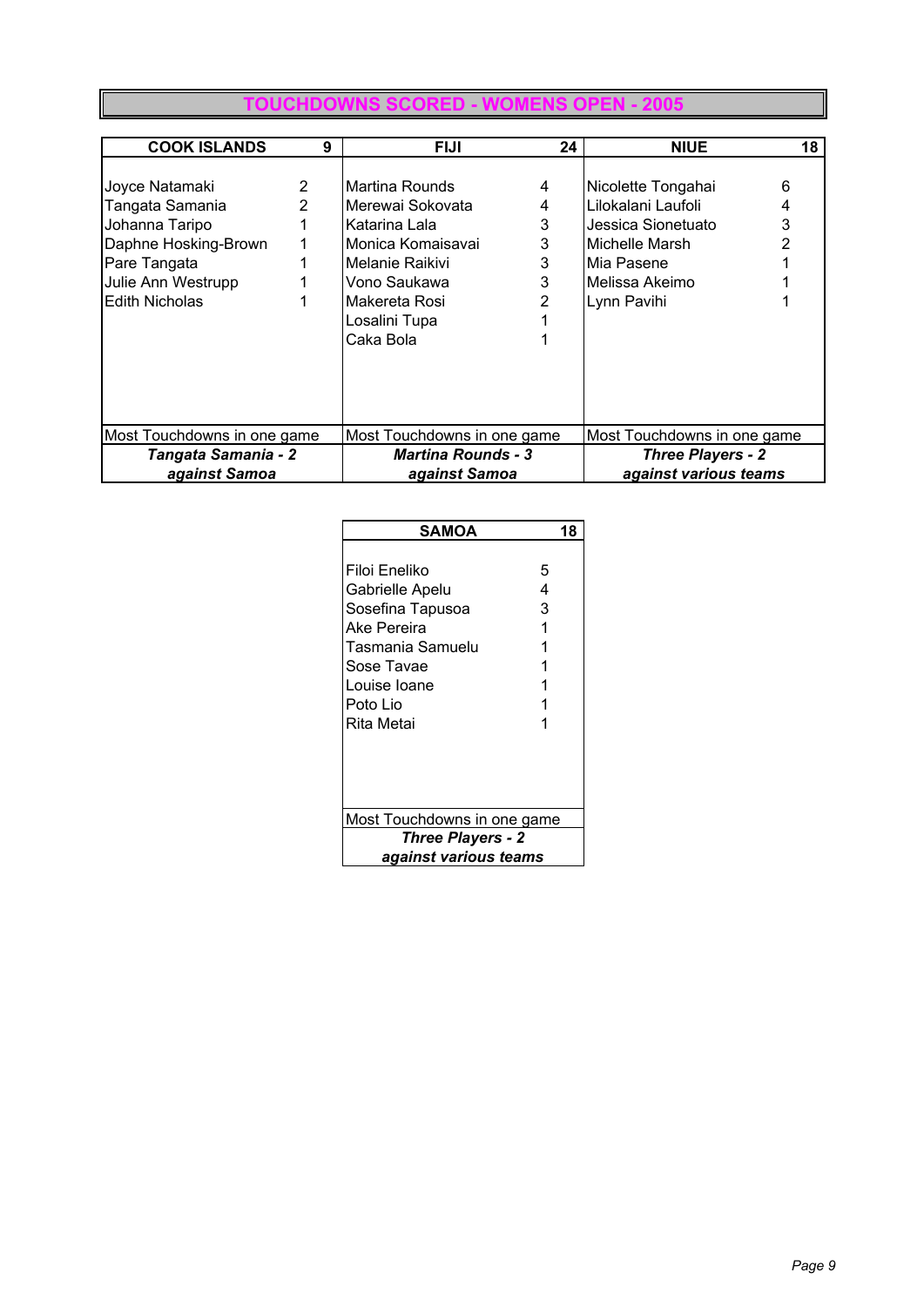# TOUCHDOWNS SCORED - WOMENS OPEN - 2005

| COOK ISLANDS | 9 |
|---|---|
| Joyce Natamaki | 2 |
| Tangata Samania | 2 |
| Johanna Taripo | 1 |
| Daphne Hosking-Brown | 1 |
| Pare Tangata | 1 |
| Julie Ann Westrupp | 1 |
| Edith Nicholas | 1 |
| Most Touchdowns in one game | |
| ***Tangata Samania - 2 against Samoa*** | |

| FIJI | 24 |
|---|---|
| Martina Rounds | 4 |
| Merewai Sokovata | 4 |
| Katarina Lala | 3 |
| Monica Komaisavai | 3 |
| Melanie Raikivi | 3 |
| Vono Saukawa | 3 |
| Makereta Rosi | 2 |
| Losalini Tupa | 1 |
| Caka Bola | 1 |
| Most Touchdowns in one game | |
| ***Martina Rounds - 3 against Samoa*** | |

| NIUE | 18 |
|---|---|
| Nicolette Tongahai | 6 |
| Lilokalani Laufoli | 4 |
| Jessica Sionetuato | 3 |
| Michelle Marsh | 2 |
| Mia Pasene | 1 |
| Melissa Akeimo | 1 |
| Lynn Pavihi | 1 |
| Most Touchdowns in one game | |
| ***Three Players - 2 against various teams*** | |

| SAMOA | 18 |
|---|---|
| Filoi Eneliko | 5 |
| Gabrielle Apelu | 4 |
| Sosefina Tapusoa | 3 |
| Ake Pereira | 1 |
| Tasmania Samuelu | 1 |
| Sose Tavae | 1 |
| Louise Ioane | 1 |
| Poto Lio | 1 |
| Rita Metai | 1 |
| Most Touchdowns in one game | |
| ***Three Players - 2 against various teams*** | |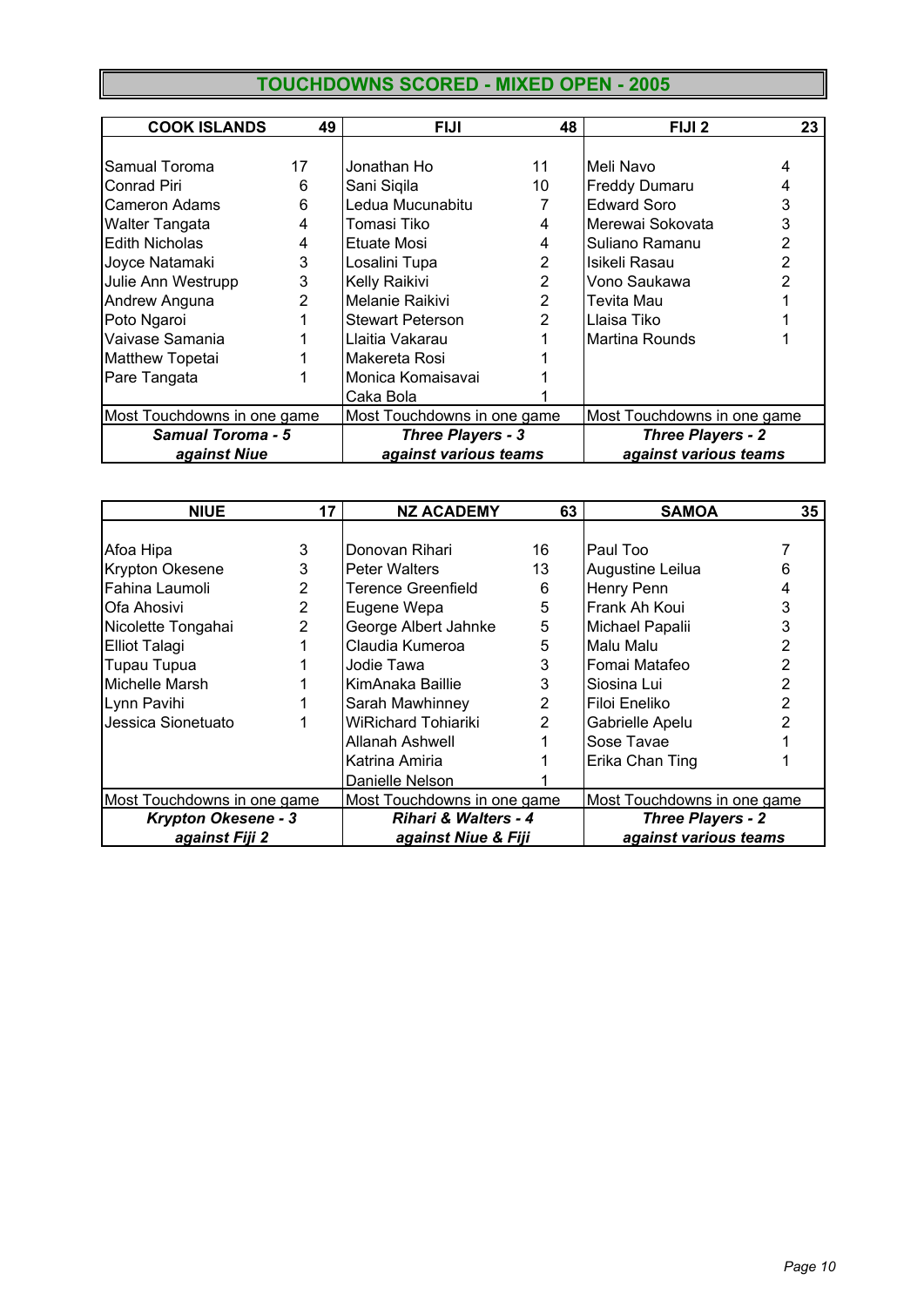# TOUCHDOWNS SCORED - MIXED OPEN - 2005

| COOK ISLANDS | 49 | FIJI | 48 | FIJI 2 | 23 |
|---|---|---|---|---|---|
| Samual Toroma | 17 | Jonathan Ho | 11 | Meli Navo | 4 |
| Conrad Piri | 6 | Sani Siqila | 10 | Freddy Dumaru | 4 |
| Cameron Adams | 6 | Ledua Mucunabitu | 7 | Edward Soro | 3 |
| Walter Tangata | 4 | Tomasi Tiko | 4 | Merewai Sokovata | 3 |
| Edith Nicholas | 4 | Etuate Mosi | 4 | Suliano Ramanu | 2 |
| Joyce Natamaki | 3 | Losalini Tupa | 2 | Isikeli Rasau | 2 |
| Julie Ann Westrupp | 3 | Kelly Raikivi | 2 | Vono Saukawa | 2 |
| Andrew Anguna | 2 | Melanie Raikivi | 2 | Tevita Mau | 1 |
| Poto Ngaroi | 1 | Stewart Peterson | 2 | Llaisa Tiko | 1 |
| Vaivase Samania | 1 | Llaitia Vakarau | 1 | Martina Rounds | 1 |
| Matthew Topetai | 1 | Makereta Rosi | 1 | | |
| Pare Tangata | 1 | Monica Komaisavai | 1 | | |
| | | Caka Bola | 1 | | |
| Most Touchdowns in one game | | Most Touchdowns in one game | | Most Touchdowns in one game | |
| ***Samual Toroma - 5*** | | ***Three Players - 3*** | | ***Three Players - 2*** | |
| ***against Niue*** | | ***against various teams*** | | ***against various teams*** | |

| NIUE | 17 | NZ ACADEMY | 63 | SAMOA | 35 |
|---|---|---|---|---|---|
| Afoa Hipa | 3 | Donovan Rihari | 16 | Paul Too | 7 |
| Krypton Okesene | 3 | Peter Walters | 13 | Augustine Leilua | 6 |
| Fahina Laumoli | 2 | Terence Greenfield | 6 | Henry Penn | 4 |
| Ofa Ahosivi | 2 | Eugene Wepa | 5 | Frank Ah Koui | 3 |
| Nicolette Tongahai | 2 | George Albert Jahnke | 5 | Michael Papalii | 3 |
| Elliot Talagi | 1 | Claudia Kumeroa | 5 | Malu Malu | 2 |
| Tupau Tupua | 1 | Jodie Tawa | 3 | Fomai Matafeo | 2 |
| Michelle Marsh | 1 | KimAnaka Baillie | 3 | Siosina Lui | 2 |
| Lynn Pavihi | 1 | Sarah Mawhinney | 2 | Filoi Eneliko | 2 |
| Jessica Sionetuato | 1 | WiRichard Tohiariki | 2 | Gabrielle Apelu | 2 |
| | | Allanah Ashwell | 1 | Sose Tavae | 1 |
| | | Katrina Amiria | 1 | Erika Chan Ting | 1 |
| | | Danielle Nelson | 1 | | |
| Most Touchdowns in one game | | Most Touchdowns in one game | | Most Touchdowns in one game | |
| ***Krypton Okesene - 3*** | | ***Rihari & Walters - 4*** | | ***Three Players - 2*** | |
| ***against Fiji 2*** | | ***against Niue & Fiji*** | | ***against various teams*** | |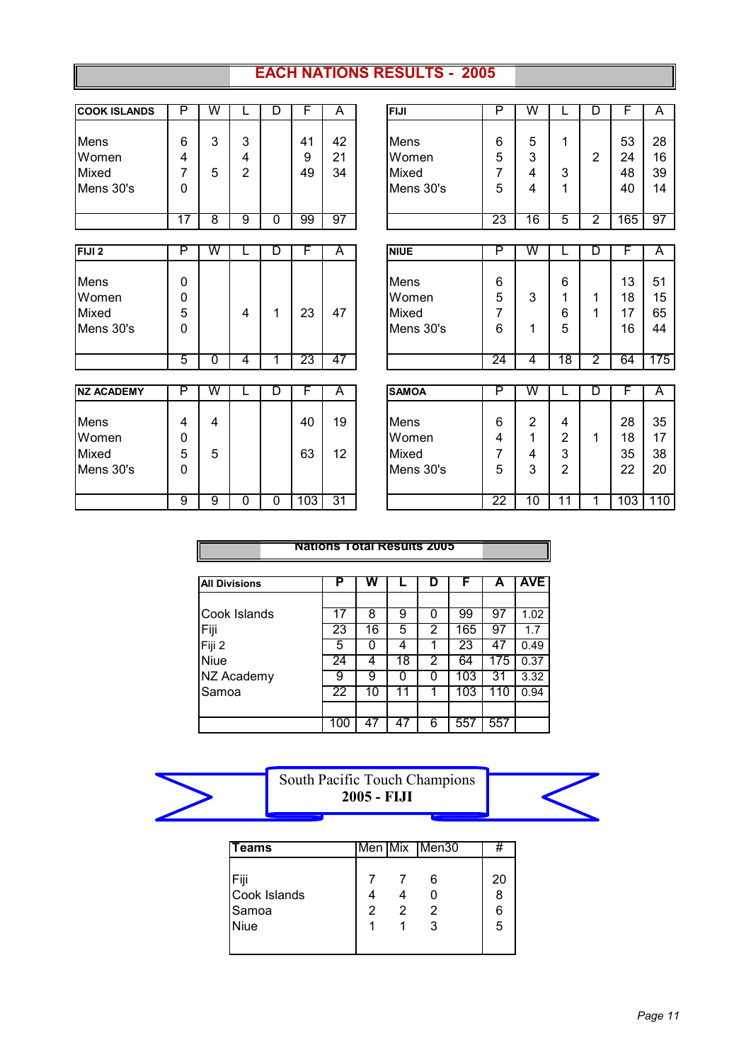# EACH NATIONS RESULTS - 2005

| COOK ISLANDS | P | W | L | D | F | A |
|---|---|---|---|---|---|---|
| Mens | 6 | 3 | 3 | | 41 | 42 |
| Women | 4 | | 4 | | 9 | 21 |
| Mixed | 7 | 5 | 2 | | 49 | 34 |
| Mens 30's | 0 | | | | | |
| | 17 | 8 | 9 | 0 | 99 | 97 |

| FIJI | P | W | L | D | F | A |
|---|---|---|---|---|---|---|
| Mens | 6 | 5 | 1 | | 53 | 28 |
| Women | 5 | 3 | | 2 | 24 | 16 |
| Mixed | 7 | 4 | 3 | | 48 | 39 |
| Mens 30's | 5 | 4 | 1 | | 40 | 14 |
| | 23 | 16 | 5 | 2 | 165 | 97 |

| FIJI 2 | P | W | L | D | F | A |
|---|---|---|---|---|---|---|
| Mens | 0 | | | | | |
| Women | 0 | | | | | |
| Mixed | 5 | | 4 | 1 | 23 | 47 |
| Mens 30's | 0 | | | | | |
| | 5 | 0 | 4 | 1 | 23 | 47 |

| NIUE | P | W | L | D | F | A |
|---|---|---|---|---|---|---|
| Mens | 6 | | 6 | | 13 | 51 |
| Women | 5 | 3 | 1 | 1 | 18 | 15 |
| Mixed | 7 | | 6 | 1 | 17 | 65 |
| Mens 30's | 6 | 1 | 5 | | 16 | 44 |
| | 24 | 4 | 18 | 2 | 64 | 175 |

| NZ ACADEMY | P | W | L | D | F | A |
|---|---|---|---|---|---|---|
| Mens | 4 | 4 | | | 40 | 19 |
| Women | 0 | | | | | |
| Mixed | 5 | 5 | | | 63 | 12 |
| Mens 30's | 0 | | | | | |
| | 9 | 9 | 0 | 0 | 103 | 31 |

| SAMOA | P | W | L | D | F | A |
|---|---|---|---|---|---|---|
| Mens | 6 | 2 | 4 | | 28 | 35 |
| Women | 4 | 1 | 2 | 1 | 18 | 17 |
| Mixed | 7 | 4 | 3 | | 35 | 38 |
| Mens 30's | 5 | 3 | 2 | | 22 | 20 |
| | 22 | 10 | 11 | 1 | 103 | 110 |

## Nations Total Results 2005

| All Divisions | P | W | L | D | F | A | AVE |
|---|---|---|---|---|---|---|---|
| Cook Islands | 17 | 8 | 9 | 0 | 99 | 97 | 1.02 |
| Fiji | 23 | 16 | 5 | 2 | 165 | 97 | 1.7 |
| Fiji 2 | 5 | 0 | 4 | 1 | 23 | 47 | 0.49 |
| Niue | 24 | 4 | 18 | 2 | 64 | 175 | 0.37 |
| NZ Academy | 9 | 9 | 0 | 0 | 103 | 31 | 3.32 |
| Samoa | 22 | 10 | 11 | 1 | 103 | 110 | 0.94 |
| | 100 | 47 | 47 | 6 | 557 | 557 | |

South Pacific Touch Champions
**2005 - FIJI**

| Teams | Men | Mix | Men30 | # |
|---|---|---|---|---|
| Fiji | 7 | 7 | 6 | 20 |
| Cook Islands | 4 | 4 | 0 | 8 |
| Samoa | 2 | 2 | 2 | 6 |
| Niue | 1 | 1 | 3 | 5 |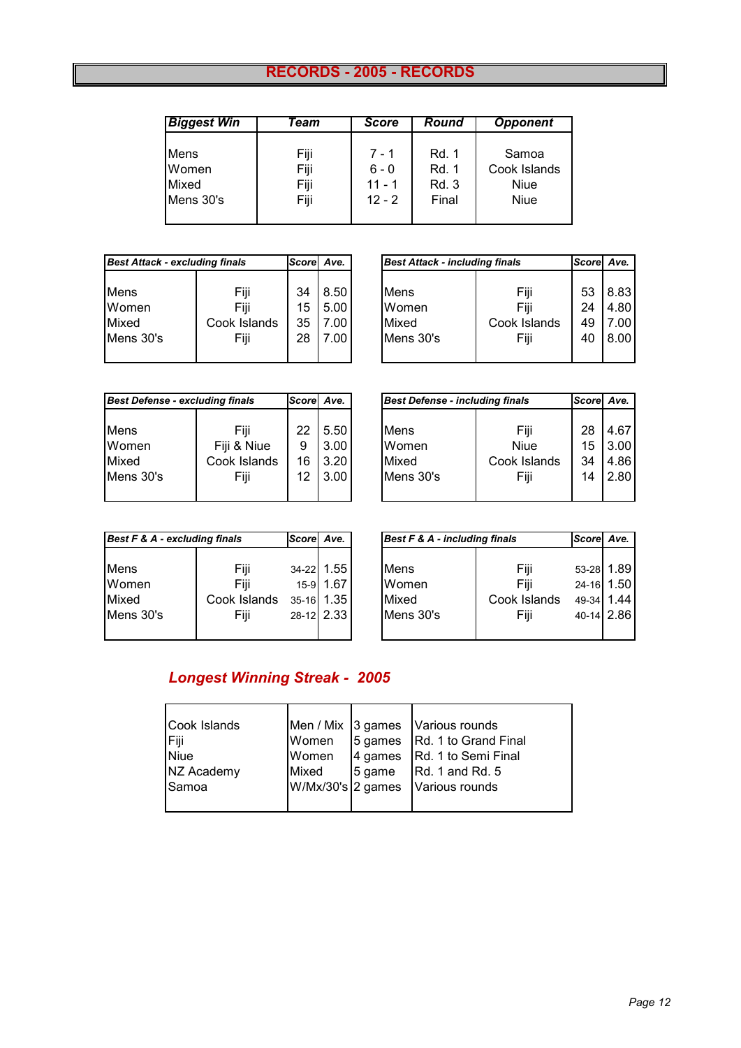# RECORDS - 2005 - RECORDS

| Biggest Win | Team | Score | Round | Opponent |
|---|---|---|---|---|
| Mens | Fiji | 7 - 1 | Rd. 1 | Samoa |
| Women | Fiji | 6 - 0 | Rd. 1 | Cook Islands |
| Mixed | Fiji | 11 - 1 | Rd. 3 | Niue |
| Mens 30's | Fiji | 12 - 2 | Final | Niue |

| Best Attack - excluding finals | | Score | Ave. |
|---|---|---|---|
| Mens | Fiji | 34 | 8.50 |
| Women | Fiji | 15 | 5.00 |
| Mixed | Cook Islands | 35 | 7.00 |
| Mens 30's | Fiji | 28 | 7.00 |

| Best Attack - including finals | | Score | Ave. |
|---|---|---|---|
| Mens | Fiji | 53 | 8.83 |
| Women | Fiji | 24 | 4.80 |
| Mixed | Cook Islands | 49 | 7.00 |
| Mens 30's | Fiji | 40 | 8.00 |

| Best Defense - excluding finals | | Score | Ave. |
|---|---|---|---|
| Mens | Fiji | 22 | 5.50 |
| Women | Fiji & Niue | 9 | 3.00 |
| Mixed | Cook Islands | 16 | 3.20 |
| Mens 30's | Fiji | 12 | 3.00 |

| Best Defense - including finals | | Score | Ave. |
|---|---|---|---|
| Mens | Fiji | 28 | 4.67 |
| Women | Niue | 15 | 3.00 |
| Mixed | Cook Islands | 34 | 4.86 |
| Mens 30's | Fiji | 14 | 2.80 |

| Best F & A - excluding finals | | Score | Ave. |
|---|---|---|---|
| Mens | Fiji | 34-22 | 1.55 |
| Women | Fiji | 15-9 | 1.67 |
| Mixed | Cook Islands | 35-16 | 1.35 |
| Mens 30's | Fiji | 28-12 | 2.33 |

| Best F & A - including finals | | Score | Ave. |
|---|---|---|---|
| Mens | Fiji | 53-28 | 1.89 |
| Women | Fiji | 24-16 | 1.50 |
| Mixed | Cook Islands | 49-34 | 1.44 |
| Mens 30's | Fiji | 40-14 | 2.86 |

## *Longest Winning Streak - 2005*

| | | | |
|---|---|---|---|
| Cook Islands | Men / Mix | 3 games | Various rounds |
| Fiji | Women | 5 games | Rd. 1 to Grand Final |
| Niue | Women | 4 games | Rd. 1 to Semi Final |
| NZ Academy | Mixed | 5 game | Rd. 1 and Rd. 5 |
| Samoa | W/Mx/30's | 2 games | Various rounds |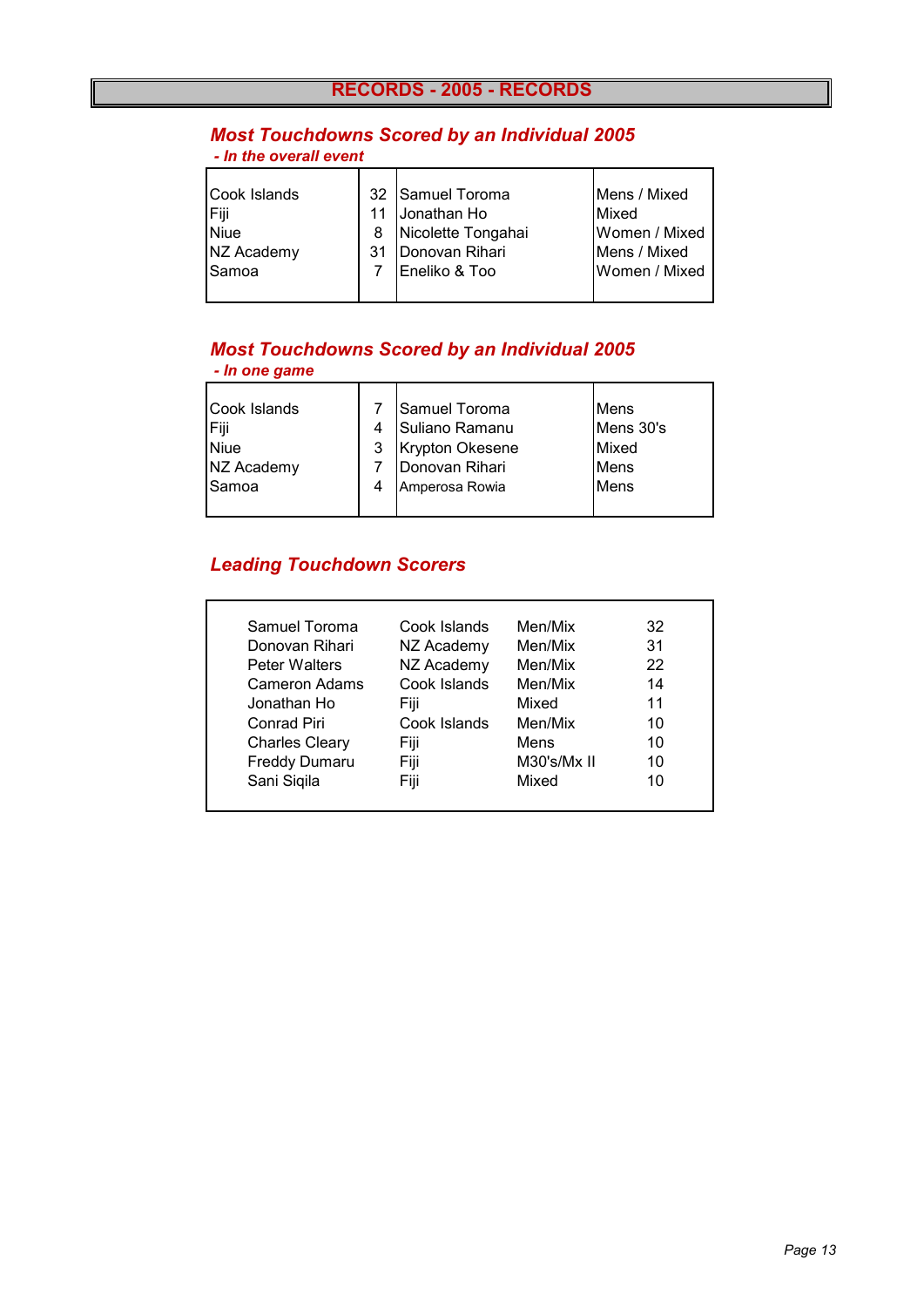# RECORDS - 2005 - RECORDS

## *Most Touchdowns Scored by an Individual 2005*

***- In the overall event***

| | | | |
|---|---|---|---|
| Cook Islands | 32 | Samuel Toroma | Mens / Mixed |
| Fiji | 11 | Jonathan Ho | Mixed |
| Niue | 8 | Nicolette Tongahai | Women / Mixed |
| NZ Academy | 31 | Donovan Rihari | Mens / Mixed |
| Samoa | 7 | Eneliko & Too | Women / Mixed |

## *Most Touchdowns Scored by an Individual 2005*

***- In one game***

| | | | |
|---|---|---|---|
| Cook Islands | 7 | Samuel Toroma | Mens |
| Fiji | 4 | Suliano Ramanu | Mens 30's |
| Niue | 3 | Krypton Okesene | Mixed |
| NZ Academy | 7 | Donovan Rihari | Mens |
| Samoa | 4 | Amperosa Rowia | Mens |

## *Leading Touchdown Scorers*

| | | | |
|---|---|---|---|
| Samuel Toroma | Cook Islands | Men/Mix | 32 |
| Donovan Rihari | NZ Academy | Men/Mix | 31 |
| Peter Walters | NZ Academy | Men/Mix | 22 |
| Cameron Adams | Cook Islands | Men/Mix | 14 |
| Jonathan Ho | Fiji | Mixed | 11 |
| Conrad Piri | Cook Islands | Men/Mix | 10 |
| Charles Cleary | Fiji | Mens | 10 |
| Freddy Dumaru | Fiji | M30's/Mx II | 10 |
| Sani Siqila | Fiji | Mixed | 10 |